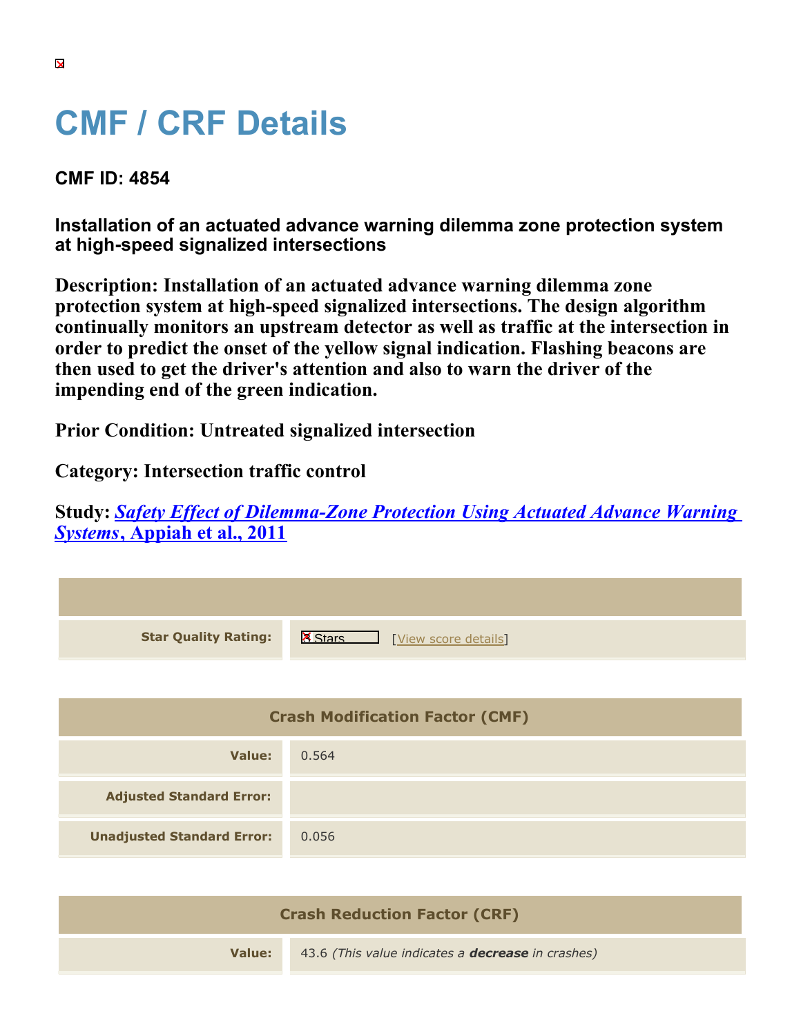# CMF / CRF Details

### CMF ID: 4854

### Installation of an actuated advance warning dilemma zone protection system at high-speed signalized intersections

**Description: Installation of an actuated advance warning dilemma zone protection system at high-speed signalized intersections. The design algorithm continually monitors an upstream detector as well as traffic at the intersection in order to predict the onset of the yellow signal indication. Flashing beacons are then used to get the driver's attention and also to warn the driver of the impending end of the green indication.**

**Prior Condition: Untreated signalized intersection**

**Category: Intersection traffic control**

**Study: *Safety Effect of Dilemma-Zone Protection Using Actuated Advance Warning Systems*, Appiah et al., 2011**

| | |
|---|---|
| **Star Quality Rating:** | Stars [View score details] |

| Crash Modification Factor (CMF) | |
|---|---|
| **Value:** | 0.564 |
| **Adjusted Standard Error:** | |
| **Unadjusted Standard Error:** | 0.056 |

| Crash Reduction Factor (CRF) | |
|---|---|
| **Value:** | 43.6 *(This value indicates a* ***decrease*** *in crashes)* |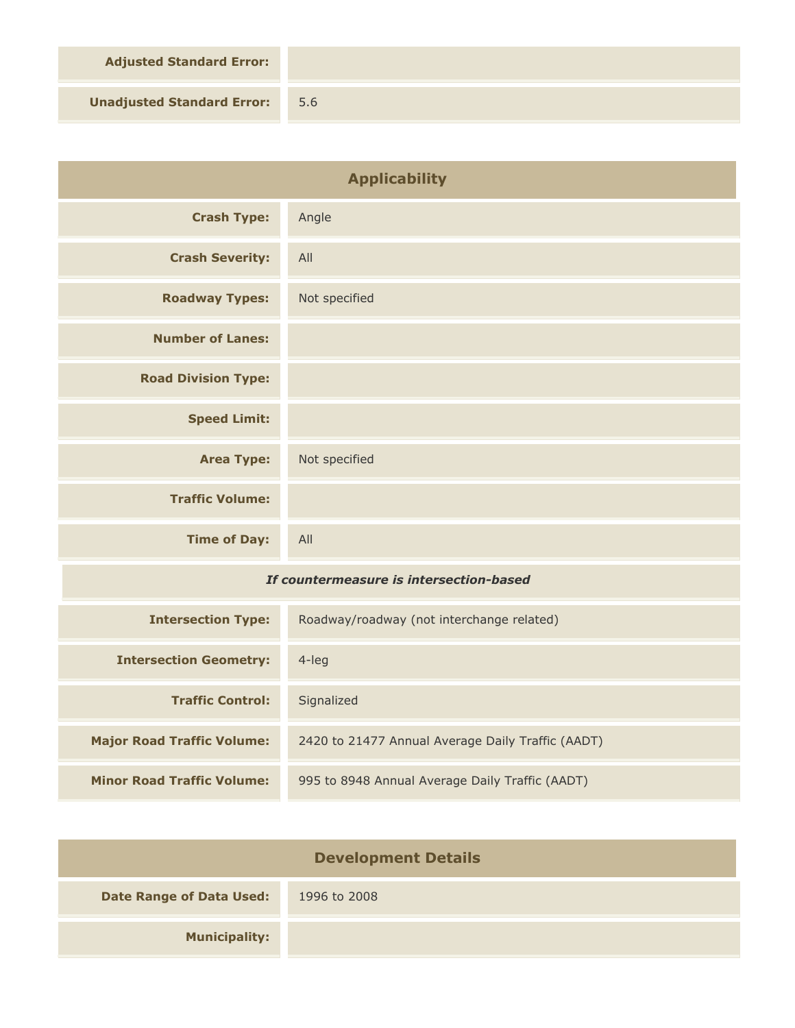| | |
|---|---|
| **Adjusted Standard Error:** | |
| **Unadjusted Standard Error:** | 5.6 |

## Applicability

| | |
|---|---|
| **Crash Type:** | Angle |
| **Crash Severity:** | All |
| **Roadway Types:** | Not specified |
| **Number of Lanes:** | |
| **Road Division Type:** | |
| **Speed Limit:** | |
| **Area Type:** | Not specified |
| **Traffic Volume:** | |
| **Time of Day:** | All |

***If countermeasure is intersection-based***

| | |
|---|---|
| **Intersection Type:** | Roadway/roadway (not interchange related) |
| **Intersection Geometry:** | 4-leg |
| **Traffic Control:** | Signalized |
| **Major Road Traffic Volume:** | 2420 to 21477 Annual Average Daily Traffic (AADT) |
| **Minor Road Traffic Volume:** | 995 to 8948 Annual Average Daily Traffic (AADT) |

## Development Details

| | |
|---|---|
| **Date Range of Data Used:** | 1996 to 2008 |
| **Municipality:** | |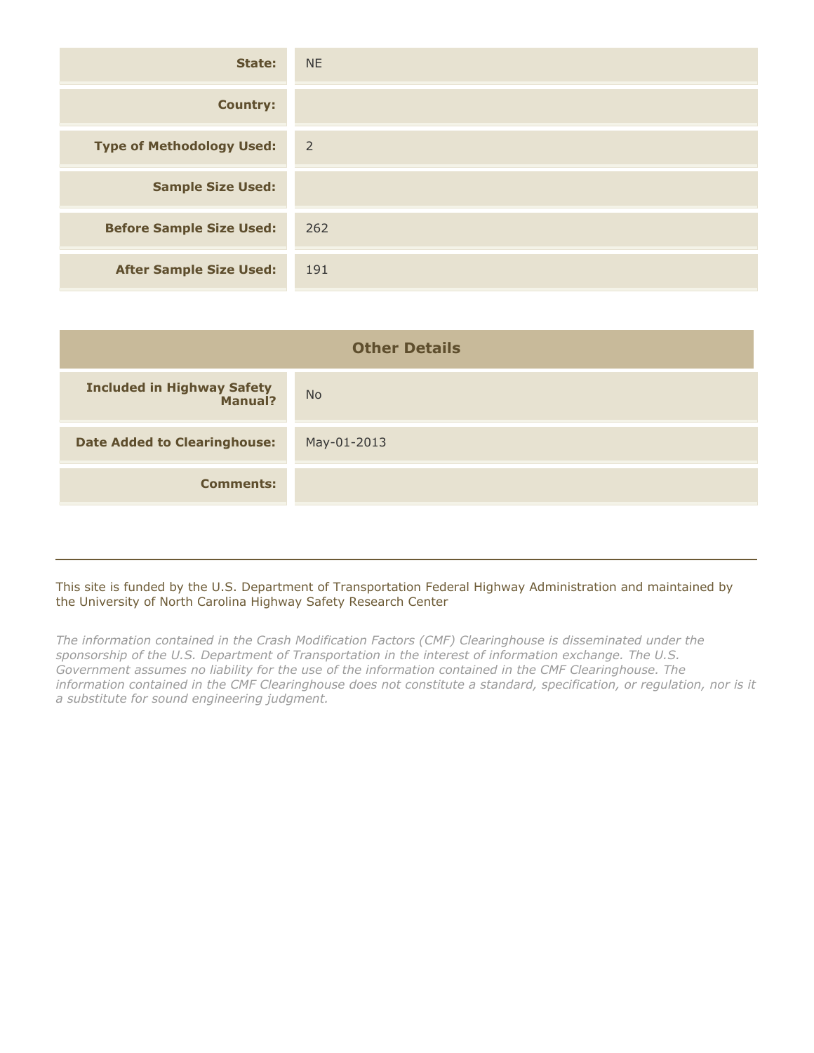| | |
|---|---|
| **State:** | NE |
| **Country:** | |
| **Type of Methodology Used:** | 2 |
| **Sample Size Used:** | |
| **Before Sample Size Used:** | 262 |
| **After Sample Size Used:** | 191 |

## Other Details

| | |
|---|---|
| **Included in Highway Safety Manual?** | No |
| **Date Added to Clearinghouse:** | May-01-2013 |
| **Comments:** | |

---

This site is funded by the U.S. Department of Transportation Federal Highway Administration and maintained by the University of North Carolina Highway Safety Research Center

*The information contained in the Crash Modification Factors (CMF) Clearinghouse is disseminated under the sponsorship of the U.S. Department of Transportation in the interest of information exchange. The U.S. Government assumes no liability for the use of the information contained in the CMF Clearinghouse. The information contained in the CMF Clearinghouse does not constitute a standard, specification, or regulation, nor is it a substitute for sound engineering judgment.*